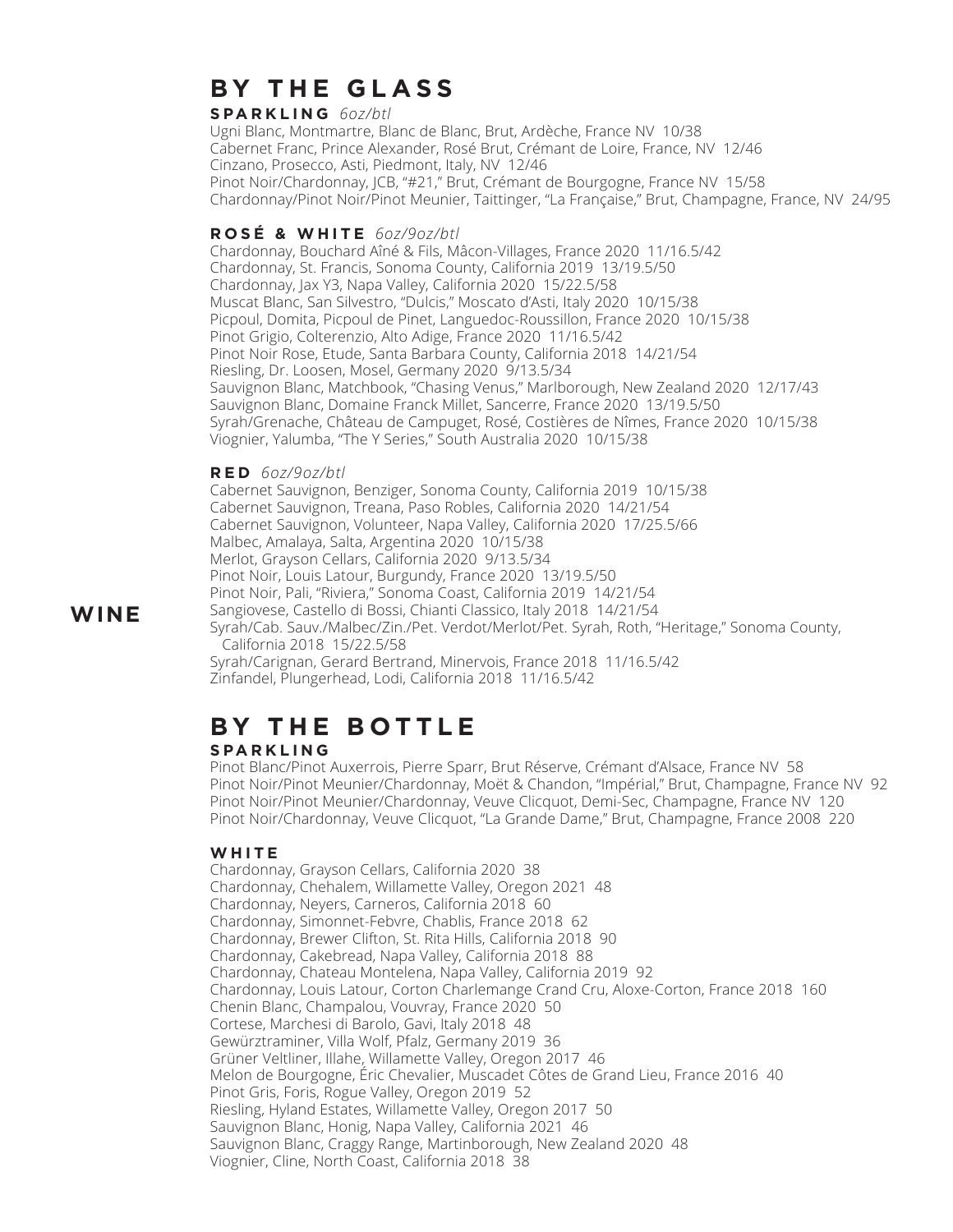# WINE

## BY THE GLASS

### SPARKLING *6oz/btl*

Ugni Blanc, Montmartre, Blanc de Blanc, Brut, Ardèche, France NV 10/38
Cabernet Franc, Prince Alexander, Rosé Brut, Crémant de Loire, France, NV 12/46
Cinzano, Prosecco, Asti, Piedmont, Italy, NV 12/46
Pinot Noir/Chardonnay, JCB, "#21," Brut, Crémant de Bourgogne, France NV 15/58
Chardonnay/Pinot Noir/Pinot Meunier, Taittinger, "La Française," Brut, Champagne, France, NV 24/95

### ROSÉ & WHITE *6oz/9oz/btl*

Chardonnay, Bouchard Aîné & Fils, Mâcon-Villages, France 2020 11/16.5/42
Chardonnay, St. Francis, Sonoma County, California 2019 13/19.5/50
Chardonnay, Jax Y3, Napa Valley, California 2020 15/22.5/58
Muscat Blanc, San Silvestro, "Dulcis," Moscato d'Asti, Italy 2020 10/15/38
Picpoul, Domita, Picpoul de Pinet, Languedoc-Roussillon, France 2020 10/15/38
Pinot Grigio, Colterenzio, Alto Adige, France 2020 11/16.5/42
Pinot Noir Rose, Etude, Santa Barbara County, California 2018 14/21/54
Riesling, Dr. Loosen, Mosel, Germany 2020 9/13.5/34
Sauvignon Blanc, Matchbook, "Chasing Venus," Marlborough, New Zealand 2020 12/17/43
Sauvignon Blanc, Domaine Franck Millet, Sancerre, France 2020 13/19.5/50
Syrah/Grenache, Château de Campuget, Rosé, Costières de Nîmes, France 2020 10/15/38
Viognier, Yalumba, "The Y Series," South Australia 2020 10/15/38

### RED *6oz/9oz/btl*

Cabernet Sauvignon, Benziger, Sonoma County, California 2019 10/15/38
Cabernet Sauvignon, Treana, Paso Robles, California 2020 14/21/54
Cabernet Sauvignon, Volunteer, Napa Valley, California 2020 17/25.5/66
Malbec, Amalaya, Salta, Argentina 2020 10/15/38
Merlot, Grayson Cellars, California 2020 9/13.5/34
Pinot Noir, Louis Latour, Burgundy, France 2020 13/19.5/50
Pinot Noir, Pali, "Riviera," Sonoma Coast, California 2019 14/21/54
Sangiovese, Castello di Bossi, Chianti Classico, Italy 2018 14/21/54
Syrah/Cab. Sauv./Malbec/Zin./Pet. Verdot/Merlot/Pet. Syrah, Roth, "Heritage," Sonoma County, California 2018 15/22.5/58
Syrah/Carignan, Gerard Bertrand, Minervois, France 2018 11/16.5/42
Zinfandel, Plungerhead, Lodi, California 2018 11/16.5/42

## BY THE BOTTLE

### SPARKLING

Pinot Blanc/Pinot Auxerrois, Pierre Sparr, Brut Réserve, Crémant d'Alsace, France NV 58
Pinot Noir/Pinot Meunier/Chardonnay, Moët & Chandon, "Impérial," Brut, Champagne, France NV 92
Pinot Noir/Pinot Meunier/Chardonnay, Veuve Clicquot, Demi-Sec, Champagne, France NV 120
Pinot Noir/Chardonnay, Veuve Clicquot, "La Grande Dame," Brut, Champagne, France 2008 220

### WHITE

Chardonnay, Grayson Cellars, California 2020 38
Chardonnay, Chehalem, Willamette Valley, Oregon 2021 48
Chardonnay, Neyers, Carneros, California 2018 60
Chardonnay, Simonnet-Febvre, Chablis, France 2018 62
Chardonnay, Brewer Clifton, St. Rita Hills, California 2018 90
Chardonnay, Cakebread, Napa Valley, California 2018 88
Chardonnay, Chateau Montelena, Napa Valley, California 2019 92
Chardonnay, Louis Latour, Corton Charlemange Grand Cru, Aloxe-Corton, France 2018 160
Chenin Blanc, Champalou, Vouvray, France 2020 50
Cortese, Marchesi di Barolo, Gavi, Italy 2018 48
Gewürztraminer, Villa Wolf, Pfalz, Germany 2019 36
Grüner Veltliner, Illahe, Willamette Valley, Oregon 2017 46
Melon de Bourgogne, Éric Chevalier, Muscadet Côtes de Grand Lieu, France 2016 40
Pinot Gris, Foris, Rogue Valley, Oregon 2019 52
Riesling, Hyland Estates, Willamette Valley, Oregon 2017 50
Sauvignon Blanc, Honig, Napa Valley, California 2021 46
Sauvignon Blanc, Craggy Range, Martinborough, New Zealand 2020 48
Viognier, Cline, North Coast, California 2018 38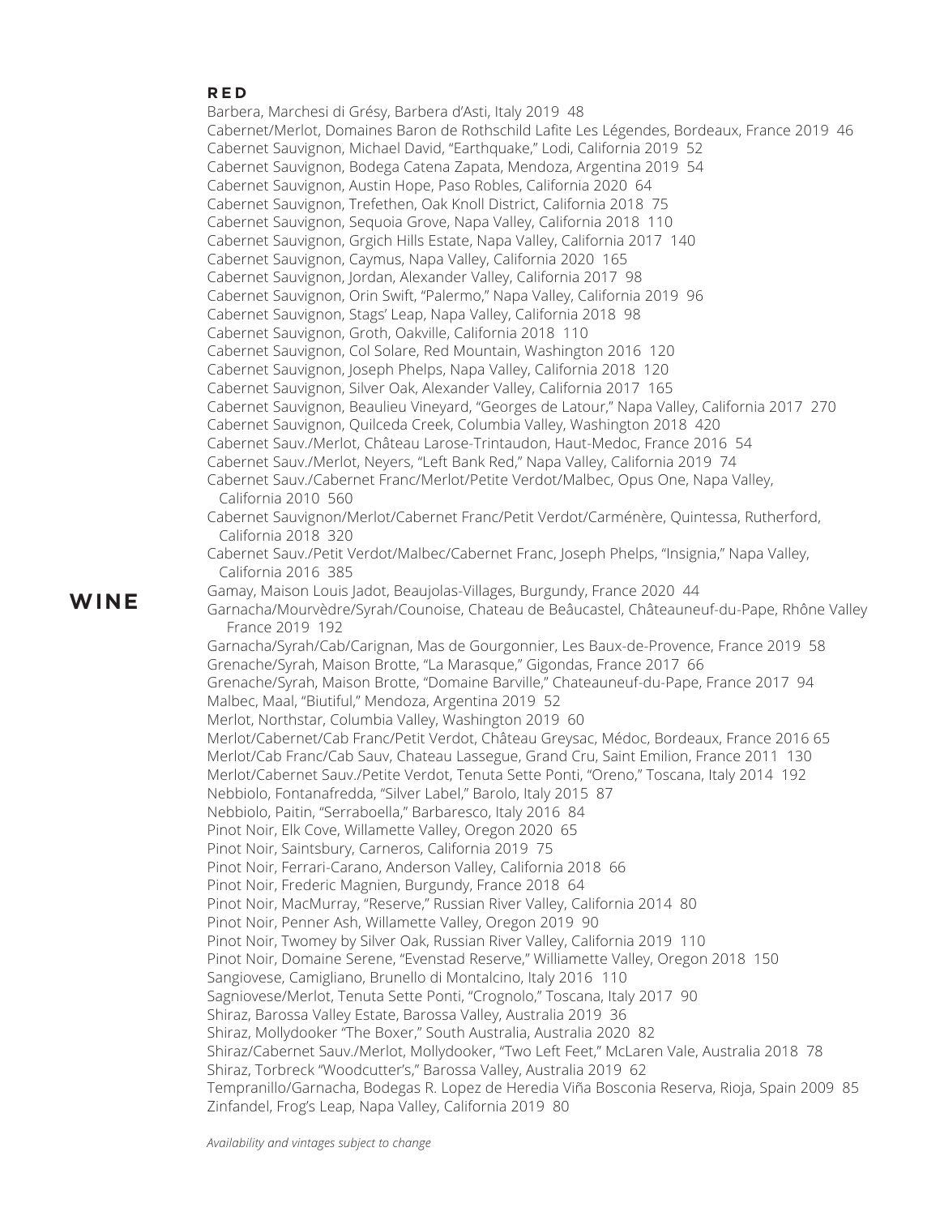# WINE

## RED

Barbera, Marchesi di Grésy, Barbera d'Asti, Italy 2019 48
Cabernet/Merlot, Domaines Baron de Rothschild Lafite Les Légendes, Bordeaux, France 2019 46
Cabernet Sauvignon, Michael David, "Earthquake," Lodi, California 2019 52
Cabernet Sauvignon, Bodega Catena Zapata, Mendoza, Argentina 2019 54
Cabernet Sauvignon, Austin Hope, Paso Robles, California 2020 64
Cabernet Sauvignon, Trefethen, Oak Knoll District, California 2018 75
Cabernet Sauvignon, Sequoia Grove, Napa Valley, California 2018 110
Cabernet Sauvignon, Grgich Hills Estate, Napa Valley, California 2017 140
Cabernet Sauvignon, Caymus, Napa Valley, California 2020 165
Cabernet Sauvignon, Jordan, Alexander Valley, California 2017 98
Cabernet Sauvignon, Orin Swift, "Palermo," Napa Valley, California 2019 96
Cabernet Sauvignon, Stags' Leap, Napa Valley, California 2018 98
Cabernet Sauvignon, Groth, Oakville, California 2018 110
Cabernet Sauvignon, Col Solare, Red Mountain, Washington 2016 120
Cabernet Sauvignon, Joseph Phelps, Napa Valley, California 2018 120
Cabernet Sauvignon, Silver Oak, Alexander Valley, California 2017 165
Cabernet Sauvignon, Beaulieu Vineyard, "Georges de Latour," Napa Valley, California 2017 270
Cabernet Sauvignon, Quilceda Creek, Columbia Valley, Washington 2018 420
Cabernet Sauv./Merlot, Château Larose-Trintaudon, Haut-Medoc, France 2016 54
Cabernet Sauv./Merlot, Neyers, "Left Bank Red," Napa Valley, California 2019 74
Cabernet Sauv./Cabernet Franc/Merlot/Petite Verdot/Malbec, Opus One, Napa Valley, California 2010 560
Cabernet Sauvignon/Merlot/Cabernet Franc/Petit Verdot/Carménère, Quintessa, Rutherford, California 2018 320
Cabernet Sauv./Petit Verdot/Malbec/Cabernet Franc, Joseph Phelps, "Insignia," Napa Valley, California 2016 385
Gamay, Maison Louis Jadot, Beaujolas-Villages, Burgundy, France 2020 44
Garnacha/Mourvèdre/Syrah/Counoise, Chateau de Beâucastel, Châteauneuf-du-Pape, Rhône Valley France 2019 192
Garnacha/Syrah/Cab/Carignan, Mas de Gourgonnier, Les Baux-de-Provence, France 2019 58
Grenache/Syrah, Maison Brotte, "La Marasque," Gigondas, France 2017 66
Grenache/Syrah, Maison Brotte, "Domaine Barville," Chateauneuf-du-Pape, France 2017 94
Malbec, Maal, "Biutiful," Mendoza, Argentina 2019 52
Merlot, Northstar, Columbia Valley, Washington 2019 60
Merlot/Cabernet/Cab Franc/Petit Verdot, Château Greysac, Médoc, Bordeaux, France 2016 65
Merlot/Cab Franc/Cab Sauv, Chateau Lassegue, Grand Cru, Saint Emilion, France 2011 130
Merlot/Cabernet Sauv./Petite Verdot, Tenuta Sette Ponti, "Oreno," Toscana, Italy 2014 192
Nebbiolo, Fontanafredda, "Silver Label," Barolo, Italy 2015 87
Nebbiolo, Paitin, "Serraboella," Barbaresco, Italy 2016 84
Pinot Noir, Elk Cove, Willamette Valley, Oregon 2020 65
Pinot Noir, Saintsbury, Carneros, California 2019 75
Pinot Noir, Ferrari-Carano, Anderson Valley, California 2018 66
Pinot Noir, Frederic Magnien, Burgundy, France 2018 64
Pinot Noir, MacMurray, "Reserve," Russian River Valley, California 2014 80
Pinot Noir, Penner Ash, Willamette Valley, Oregon 2019 90
Pinot Noir, Twomey by Silver Oak, Russian River Valley, California 2019 110
Pinot Noir, Domaine Serene, "Evenstad Reserve," Williamette Valley, Oregon 2018 150
Sangiovese, Camigliano, Brunello di Montalcino, Italy 2016 110
Sagniovese/Merlot, Tenuta Sette Ponti, "Crognolo," Toscana, Italy 2017 90
Shiraz, Barossa Valley Estate, Barossa Valley, Australia 2019 36
Shiraz, Mollydooker "The Boxer," South Australia, Australia 2020 82
Shiraz/Cabernet Sauv./Merlot, Mollydooker, "Two Left Feet," McLaren Vale, Australia 2018 78
Shiraz, Torbreck "Woodcutter's," Barossa Valley, Australia 2019 62
Tempranillo/Garnacha, Bodegas R. Lopez de Heredia Viña Bosconia Reserva, Rioja, Spain 2009 85
Zinfandel, Frog's Leap, Napa Valley, California 2019 80

*Availability and vintages subject to change*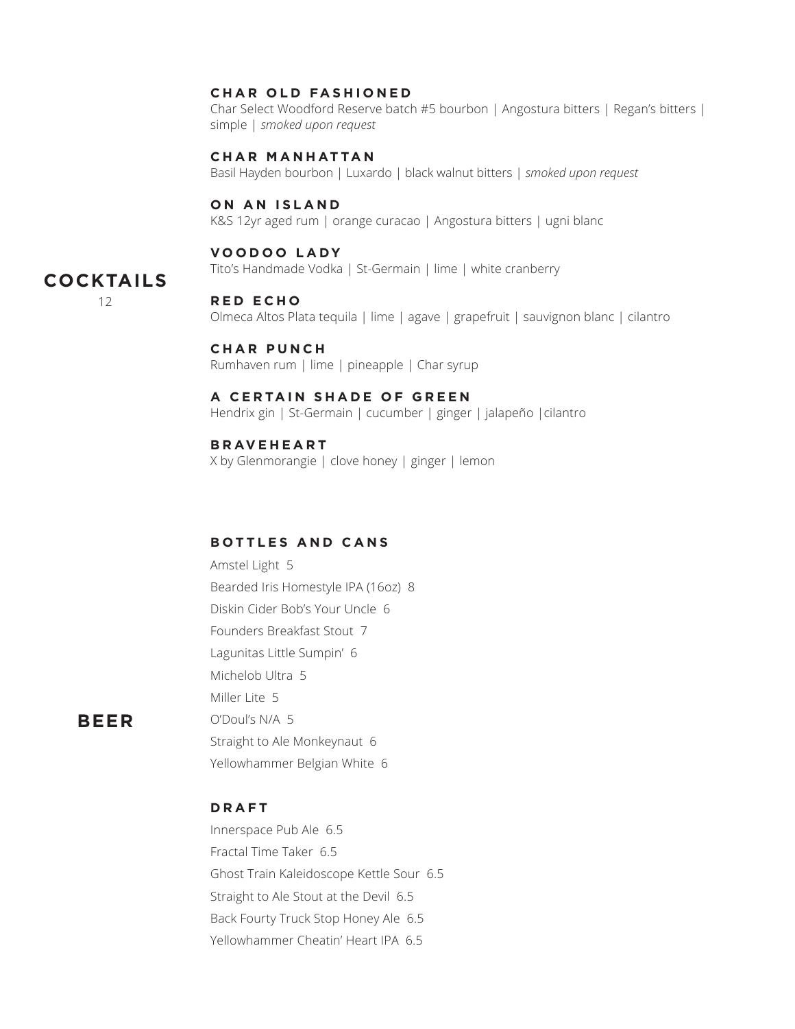## COCKTAILS

12

### CHAR OLD FASHIONED

Char Select Woodford Reserve batch #5 bourbon | Angostura bitters | Regan's bitters | simple | *smoked upon request*

### CHAR MANHATTAN

Basil Hayden bourbon | Luxardo | black walnut bitters | *smoked upon request*

### ON AN ISLAND

K&S 12yr aged rum | orange curacao | Angostura bitters | ugni blanc

### VOODOO LADY

Tito's Handmade Vodka | St-Germain | lime | white cranberry

### RED ECHO

Olmeca Altos Plata tequila | lime | agave | grapefruit | sauvignon blanc | cilantro

### CHAR PUNCH

Rumhaven rum | lime | pineapple | Char syrup

### A CERTAIN SHADE OF GREEN

Hendrix gin | St-Germain | cucumber | ginger | jalapeño |cilantro

### BRAVEHEART

X by Glenmorangie | clove honey | ginger | lemon

## BEER

### BOTTLES AND CANS

Amstel Light 5

Bearded Iris Homestyle IPA (16oz) 8

Diskin Cider Bob's Your Uncle 6

Founders Breakfast Stout 7

Lagunitas Little Sumpin' 6

Michelob Ultra 5

Miller Lite 5

O'Doul's N/A 5

Straight to Ale Monkeynaut 6

Yellowhammer Belgian White 6

### DRAFT

Innerspace Pub Ale 6.5

Fractal Time Taker 6.5

Ghost Train Kaleidoscope Kettle Sour 6.5

Straight to Ale Stout at the Devil 6.5

Back Fourty Truck Stop Honey Ale 6.5

Yellowhammer Cheatin' Heart IPA 6.5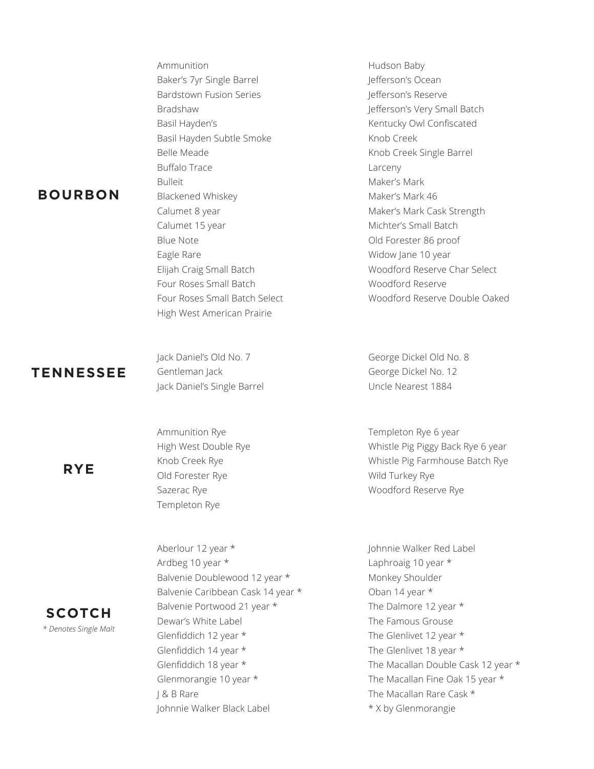## BOURBON

Ammunition
Baker's 7yr Single Barrel
Bardstown Fusion Series
Bradshaw
Basil Hayden's
Basil Hayden Subtle Smoke
Belle Meade
Buffalo Trace
Bulleit
Blackened Whiskey
Calumet 8 year
Calumet 15 year
Blue Note
Eagle Rare
Elijah Craig Small Batch
Four Roses Small Batch
Four Roses Small Batch Select
High West American Prairie
Hudson Baby
Jefferson's Ocean
Jefferson's Reserve
Jefferson's Very Small Batch
Kentucky Owl Confiscated
Knob Creek
Knob Creek Single Barrel
Larceny
Maker's Mark
Maker's Mark 46
Maker's Mark Cask Strength
Michter's Small Batch
Old Forester 86 proof
Widow Jane 10 year
Woodford Reserve Char Select
Woodford Reserve
Woodford Reserve Double Oaked

## TENNESSEE

Jack Daniel's Old No. 7
Gentleman Jack
Jack Daniel's Single Barrel
George Dickel Old No. 8
George Dickel No. 12
Uncle Nearest 1884

## RYE

Ammunition Rye
High West Double Rye
Knob Creek Rye
Old Forester Rye
Sazerac Rye
Templeton Rye
Templeton Rye 6 year
Whistle Pig Piggy Back Rye 6 year
Whistle Pig Farmhouse Batch Rye
Wild Turkey Rye
Woodford Reserve Rye

## SCOTCH

*\* Denotes Single Malt*

Aberlour 12 year *
Ardbeg 10 year *
Balvenie Doublewood 12 year *
Balvenie Caribbean Cask 14 year *
Balvenie Portwood 21 year *
Dewar's White Label
Glenfiddich 12 year *
Glenfiddich 14 year *
Glenfiddich 18 year *
Glenmorangie 10 year *
J & B Rare
Johnnie Walker Black Label
Johnnie Walker Red Label
Laphroaig 10 year *
Monkey Shoulder
Oban 14 year *
The Dalmore 12 year *
The Famous Grouse
The Glenlivet 12 year *
The Glenlivet 18 year *
The Macallan Double Cask 12 year *
The Macallan Fine Oak 15 year *
The Macallan Rare Cask *
\* X by Glenmorangie